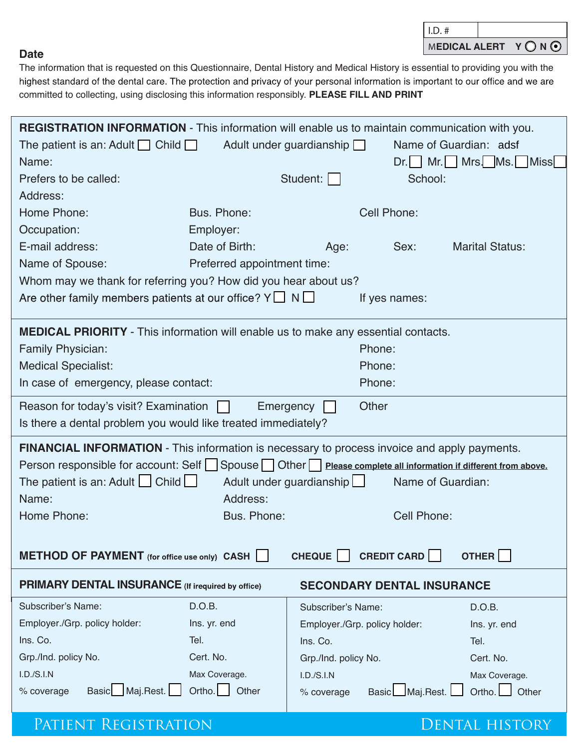| I.D. # | |
|---|---|
| MEDICAL ALERT | Y ○ N ⦿ |

**Date**

The information that is requested on this Questionnaire, Dental History and Medical History is essential to providing you with the highest standard of the dental care. The protection and privacy of your personal information is important to our office and we are committed to collecting, using disclosing this information responsibly. **PLEASE FILL AND PRINT**

## REGISTRATION INFORMATION - This information will enable us to maintain communication with you.

The patient is an: Adult ☐ Child ☐ Adult under guardianship ☐ Name of Guardian: adsf

Name: Dr. ☐ Mr. ☐ Mrs. ☐ Ms. ☐ Miss ☐

Prefers to be called: Student: ☐ School:

Address:

Home Phone: Bus. Phone: Cell Phone:

Occupation: Employer:

E-mail address: Date of Birth: Age: Sex: Marital Status:

Name of Spouse: Preferred appointment time:

Whom may we thank for referring you? How did you hear about us?

Are other family members patients at our office? Y ☐ N ☐ If yes names:

## MEDICAL PRIORITY - This information will enable us to make any essential contacts.

Family Physician: Phone:

Medical Specialist: Phone:

In case of emergency, please contact: Phone:

Reason for today's visit? Examination ☐ Emergency ☐ Other

Is there a dental problem you would like treated immediately?

## FINANCIAL INFORMATION - This information is necessary to process invoice and apply payments.

Person responsible for account: Self ☐ Spouse ☐ Other ☐ **Please complete all information if different from above.**

The patient is an: Adult ☐ Child ☐ Adult under guardianship ☐ Name of Guardian:

Name: Address:

Home Phone: Bus. Phone: Cell Phone:

**METHOD OF PAYMENT** (for office use only) **CASH** ☐ **CHEQUE** ☐ **CREDIT CARD** ☐ **OTHER** ☐

## PRIMARY DENTAL INSURANCE (If irequired by office)

Subscriber's Name: D.O.B.

Employer./Grp. policy holder: Ins. yr. end

Ins. Co. Tel.

Grp./Ind. policy No. Cert. No.

I.D./S.I.N Max Coverage.

% coverage Basic ☐ Maj.Rest. ☐ Ortho. ☐ Other

## SECONDARY DENTAL INSURANCE

Subscriber's Name: D.O.B.

Employer./Grp. policy holder: Ins. yr. end

Ins. Co. Tel.

Grp./Ind. policy No. Cert. No.

I.D./S.I.N Max Coverage.

% coverage Basic ☐ Maj.Rest. ☐ Ortho. ☐ Other

PATIENT REGISTRATION DENTAL HISTORY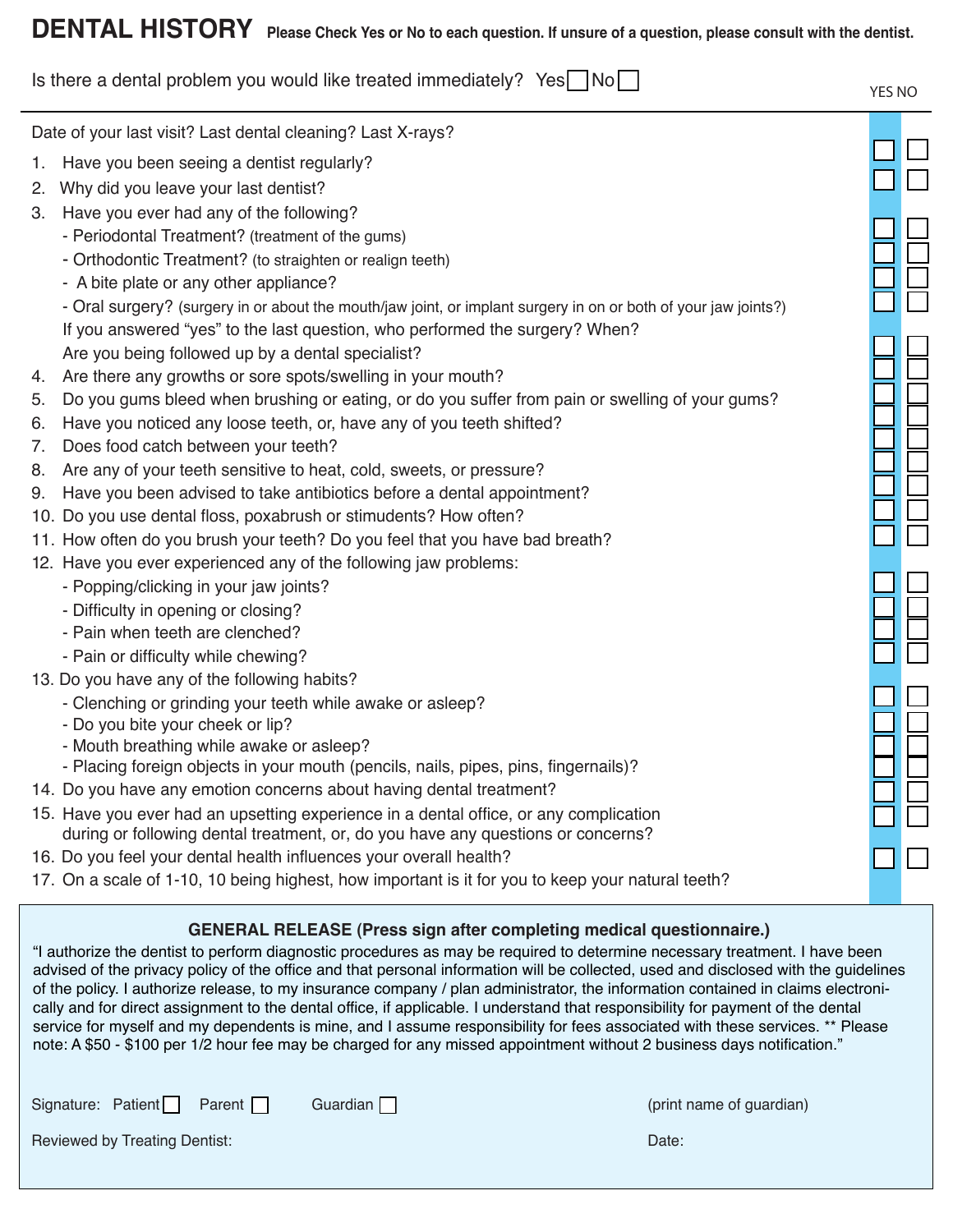# DENTAL HISTORY

**Please Check Yes or No to each question. If unsure of a question, please consult with the dentist.**

Is there a dental problem you would like treated immediately? Yes ☐ No ☐

| | YES | NO |
|---|---|---|
| Date of your last visit? Last dental cleaning? Last X-rays? | | |
| 1. Have you been seeing a dentist regularly? | ☐ | ☐ |
| 2. Why did you leave your last dentist? | ☐ | ☐ |
| 3. Have you ever had any of the following? | | |
| - Periodontal Treatment? (treatment of the gums) | ☐ | ☐ |
| - Orthodontic Treatment? (to straighten or realign teeth) | ☐ | ☐ |
| - A bite plate or any other appliance? | ☐ | ☐ |
| - Oral surgery? (surgery in or about the mouth/jaw joint, or implant surgery in on or both of your jaw joints?) | ☐ | ☐ |
| If you answered "yes" to the last question, who performed the surgery? When? | | |
| Are you being followed up by a dental specialist? | ☐ | ☐ |
| 4. Are there any growths or sore spots/swelling in your mouth? | ☐ | ☐ |
| 5. Do you gums bleed when brushing or eating, or do you suffer from pain or swelling of your gums? | ☐ | ☐ |
| 6. Have you noticed any loose teeth, or, have any of you teeth shifted? | ☐ | ☐ |
| 7. Does food catch between your teeth? | ☐ | ☐ |
| 8. Are any of your teeth sensitive to heat, cold, sweets, or pressure? | ☐ | ☐ |
| 9. Have you been advised to take antibiotics before a dental appointment? | ☐ | ☐ |
| 10. Do you use dental floss, poxabrush or stimudents? How often? | ☐ | ☐ |
| 11. How often do you brush your teeth? Do you feel that you have bad breath? | ☐ | ☐ |
| 12. Have you ever experienced any of the following jaw problems: | | |
| - Popping/clicking in your jaw joints? | ☐ | ☐ |
| - Difficulty in opening or closing? | ☐ | ☐ |
| - Pain when teeth are clenched? | ☐ | ☐ |
| - Pain or difficulty while chewing? | ☐ | ☐ |
| 13. Do you have any of the following habits? | | |
| - Clenching or grinding your teeth while awake or asleep? | ☐ | ☐ |
| - Do you bite your cheek or lip? | ☐ | ☐ |
| - Mouth breathing while awake or asleep? | ☐ | ☐ |
| - Placing foreign objects in your mouth (pencils, nails, pipes, pins, fingernails)? | ☐ | ☐ |
| 14. Do you have any emotion concerns about having dental treatment? | ☐ | ☐ |
| 15. Have you ever had an upsetting experience in a dental office, or any complication during or following dental treatment, or, do you have any questions or concerns? | ☐ | ☐ |
| 16. Do you feel your dental health influences your overall health? | ☐ | ☐ |
| 17. On a scale of 1-10, 10 being highest, how important is it for you to keep your natural teeth? | | |

### GENERAL RELEASE (Press sign after completing medical questionnaire.)

"I authorize the dentist to perform diagnostic procedures as may be required to determine necessary treatment. I have been advised of the privacy policy of the office and that personal information will be collected, used and disclosed with the guidelines of the policy. I authorize release, to my insurance company / plan administrator, the information contained in claims electronically and for direct assignment to the dental office, if applicable. I understand that responsibility for payment of the dental service for myself and my dependents is mine, and I assume responsibility for fees associated with these services. ** Please note: A $50 - $100 per 1/2 hour fee may be charged for any missed appointment without 2 business days notification."

Signature: Patient ☐ Parent ☐ Guardian ☐ (print name of guardian)

Reviewed by Treating Dentist: Date: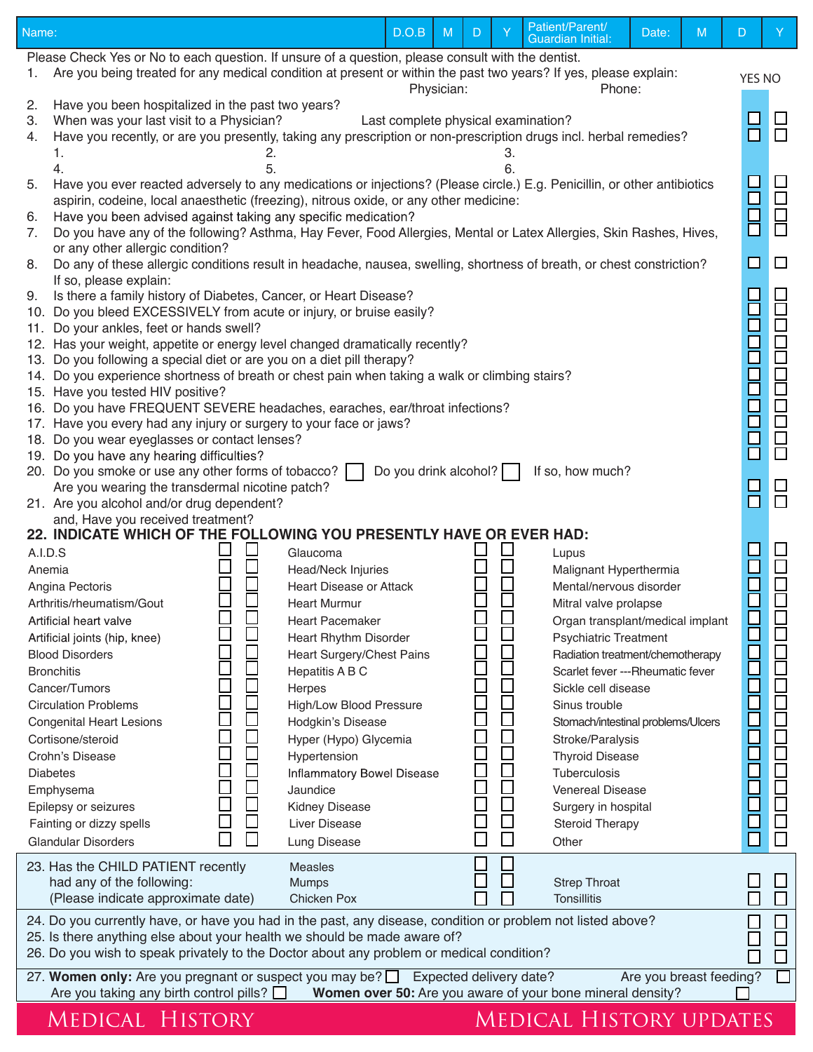| Name: | D.O.B | M | D | Y | Patient/Parent/ Guardian Initial: | Date: | M | D | Y |
|---|---|---|---|---|---|---|---|---|---|

Please Check Yes or No to each question. If unsure of a question, please consult with the dentist.

YES NO

1. Are you being treated for any medical condition at present or within the past two years? If yes, please explain:
   Physician: Phone:
2. Have you been hospitalized in the past two years? ☐ ☐
3. When was your last visit to a Physician? Last complete physical examination? ☐ ☐
4. Have you recently, or are you presently, taking any prescription or non-prescription drugs incl. herbal remedies?
   1. 2. 3.
   4. 5. 6.
5. Have you ever reacted adversely to any medications or injections? (Please circle.) E.g. Penicillin, or other antibiotics aspirin, codeine, local anaesthetic (freezing), nitrous oxide, or any other medicine: ☐ ☐ ☐ ☐
6. Have you been advised against taking any specific medication? ☐ ☐
7. Do you have any of the following? Asthma, Hay Fever, Food Allergies, Mental or Latex Allergies, Skin Rashes, Hives, or any other allergic condition? ☐ ☐
8. Do any of these allergic conditions result in headache, nausea, swelling, shortness of breath, or chest constriction? If so, please explain: ☐ ☐
9. Is there a family history of Diabetes, Cancer, or Heart Disease? ☐ ☐
10. Do you bleed EXCESSIVELY from acute or injury, or bruise easily? ☐ ☐
11. Do your ankles, feet or hands swell? ☐ ☐
12. Has your weight, appetite or energy level changed dramatically recently? ☐ ☐
13. Do you following a special diet or are you on a diet pill therapy? ☐ ☐
14. Do you experience shortness of breath or chest pain when taking a walk or climbing stairs? ☐ ☐
15. Have you tested HIV positive? ☐ ☐
16. Do you have FREQUENT SEVERE headaches, earaches, ear/throat infections? ☐ ☐
17. Have you every had any injury or surgery to your face or jaws? ☐ ☐
18. Do you wear eyeglasses or contact lenses? ☐ ☐
19. Do you have any hearing difficulties? ☐ ☐
20. Do you smoke or use any other forms of tobacco? ☐ Do you drink alcohol? ☐ If so, how much?
    Are you wearing the transdermal nicotine patch? ☐ ☐
21. Are you alcohol and/or drug dependent? ☐ ☐
    and, Have you received treatment?

**22. INDICATE WHICH OF THE FOLLOWING YOU PRESENTLY HAVE OR EVER HAD:**

| Condition | Yes | No | Condition | Yes | No | Condition | Yes | No |
|---|---|---|---|---|---|---|---|---|
| A.I.D.S | ☐ | ☐ | Glaucoma | ☐ | ☐ | Lupus | ☐ | ☐ |
| Anemia | ☐ | ☐ | Head/Neck Injuries | ☐ | ☐ | Malignant Hyperthermia | ☐ | ☐ |
| Angina Pectoris | ☐ | ☐ | Heart Disease or Attack | ☐ | ☐ | Mental/nervous disorder | ☐ | ☐ |
| Arthritis/rheumatism/Gout | ☐ | ☐ | Heart Murmur | ☐ | ☐ | Mitral valve prolapse | ☐ | ☐ |
| Artificial heart valve | ☐ | ☐ | Heart Pacemaker | ☐ | ☐ | Organ transplant/medical implant | ☐ | ☐ |
| Artificial joints (hip, knee) | ☐ | ☐ | Heart Rhythm Disorder | ☐ | ☐ | Psychiatric Treatment | ☐ | ☐ |
| Blood Disorders | ☐ | ☐ | Heart Surgery/Chest Pains | ☐ | ☐ | Radiation treatment/chemotherapy | ☐ | ☐ |
| Bronchitis | ☐ | ☐ | Hepatitis A B C | ☐ | ☐ | Scarlet fever ---Rheumatic fever | ☐ | ☐ |
| Cancer/Tumors | ☐ | ☐ | Herpes | ☐ | ☐ | Sickle cell disease | ☐ | ☐ |
| Circulation Problems | ☐ | ☐ | High/Low Blood Pressure | ☐ | ☐ | Sinus trouble | ☐ | ☐ |
| Congenital Heart Lesions | ☐ | ☐ | Hodgkin's Disease | ☐ | ☐ | Stomach/intestinal problems/Ulcers | ☐ | ☐ |
| Cortisone/steroid | ☐ | ☐ | Hyper (Hypo) Glycemia | ☐ | ☐ | Stroke/Paralysis | ☐ | ☐ |
| Crohn's Disease | ☐ | ☐ | Hypertension | ☐ | ☐ | Thyroid Disease | ☐ | ☐ |
| Diabetes | ☐ | ☐ | Inflammatory Bowel Disease | ☐ | ☐ | Tuberculosis | ☐ | ☐ |
| Emphysema | ☐ | ☐ | Jaundice | ☐ | ☐ | Venereal Disease | ☐ | ☐ |
| Epilepsy or seizures | ☐ | ☐ | Kidney Disease | ☐ | ☐ | Surgery in hospital | ☐ | ☐ |
| Fainting or dizzy spells | ☐ | ☐ | Liver Disease | ☐ | ☐ | Steroid Therapy | ☐ | ☐ |
| Glandular Disorders | ☐ | ☐ | Lung Disease | ☐ | ☐ | Other | ☐ | ☐ |

23. Has the CHILD PATIENT recently had any of the following: (Please indicate approximate date)

| | | | | | |
|---|---|---|---|---|---|
| Measles | ☐ | ☐ | | | |
| Mumps | ☐ | ☐ | Strep Throat | ☐ | ☐ |
| Chicken Pox | ☐ | ☐ | Tonsillitis | ☐ | ☐ |

24. Do you currently have, or have you had in the past, any disease, condition or problem not listed above? ☐ ☐
25. Is there anything else about your health we should be made aware of? ☐ ☐
26. Do you wish to speak privately to the Doctor about any problem or medical condition? ☐ ☐

27. **Women only:** Are you pregnant or suspect you may be? ☐ Expected delivery date? Are you breast feeding? ☐
    Are you taking any birth control pills? ☐ **Women over 50:** Are you aware of your bone mineral density? ☐

MEDICAL HISTORY MEDICAL HISTORY UPDATES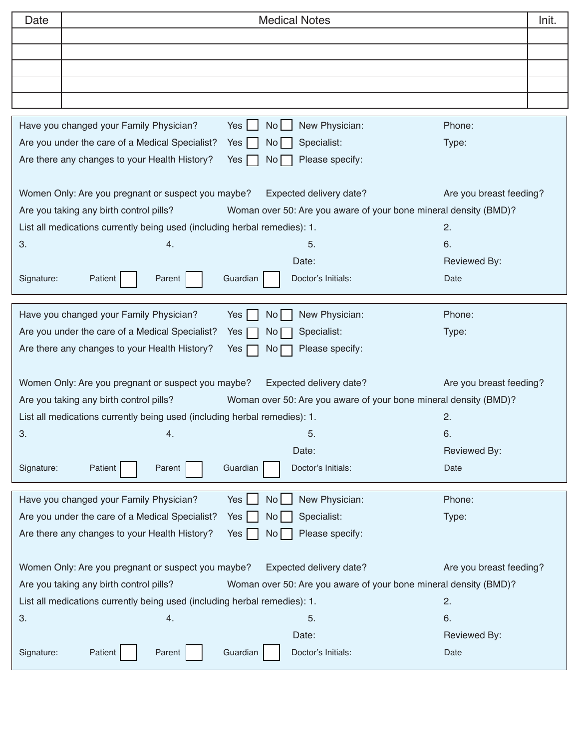| Date | Medical Notes | Init. |
|---|---|---|
| | | |
| | | |
| | | |
| | | |
| | | |

Have you changed your Family Physician? Yes ☐ No ☐ New Physician: Phone:

Are you under the care of a Medical Specialist? Yes ☐ No ☐ Specialist: Type:

Are there any changes to your Health History? Yes ☐ No ☐ Please specify:

Women Only: Are you pregnant or suspect you maybe? Expected delivery date? Are you breast feeding?

Are you taking any birth control pills? Woman over 50: Are you aware of your bone mineral density (BMD)?

List all medications currently being used (including herbal remedies): 1. 2.

3. 4. 5. 6.

Date: Reviewed By:

Signature: Patient ☐ Parent ☐ Guardian ☐ Doctor's Initials: Date

---

Have you changed your Family Physician? Yes ☐ No ☐ New Physician: Phone:

Are you under the care of a Medical Specialist? Yes ☐ No ☐ Specialist: Type:

Are there any changes to your Health History? Yes ☐ No ☐ Please specify:

Women Only: Are you pregnant or suspect you maybe? Expected delivery date? Are you breast feeding?

Are you taking any birth control pills? Woman over 50: Are you aware of your bone mineral density (BMD)?

List all medications currently being used (including herbal remedies): 1. 2.

3. 4. 5. 6.

Date: Reviewed By:

Signature: Patient ☐ Parent ☐ Guardian ☐ Doctor's Initials: Date

---

Have you changed your Family Physician? Yes ☐ No ☐ New Physician: Phone:

Are you under the care of a Medical Specialist? Yes ☐ No ☐ Specialist: Type:

Are there any changes to your Health History? Yes ☐ No ☐ Please specify:

Women Only: Are you pregnant or suspect you maybe? Expected delivery date? Are you breast feeding?

Are you taking any birth control pills? Woman over 50: Are you aware of your bone mineral density (BMD)?

List all medications currently being used (including herbal remedies): 1. 2.

3. 4. 5. 6.

Date: Reviewed By:

Signature: Patient ☐ Parent ☐ Guardian ☐ Doctor's Initials: Date